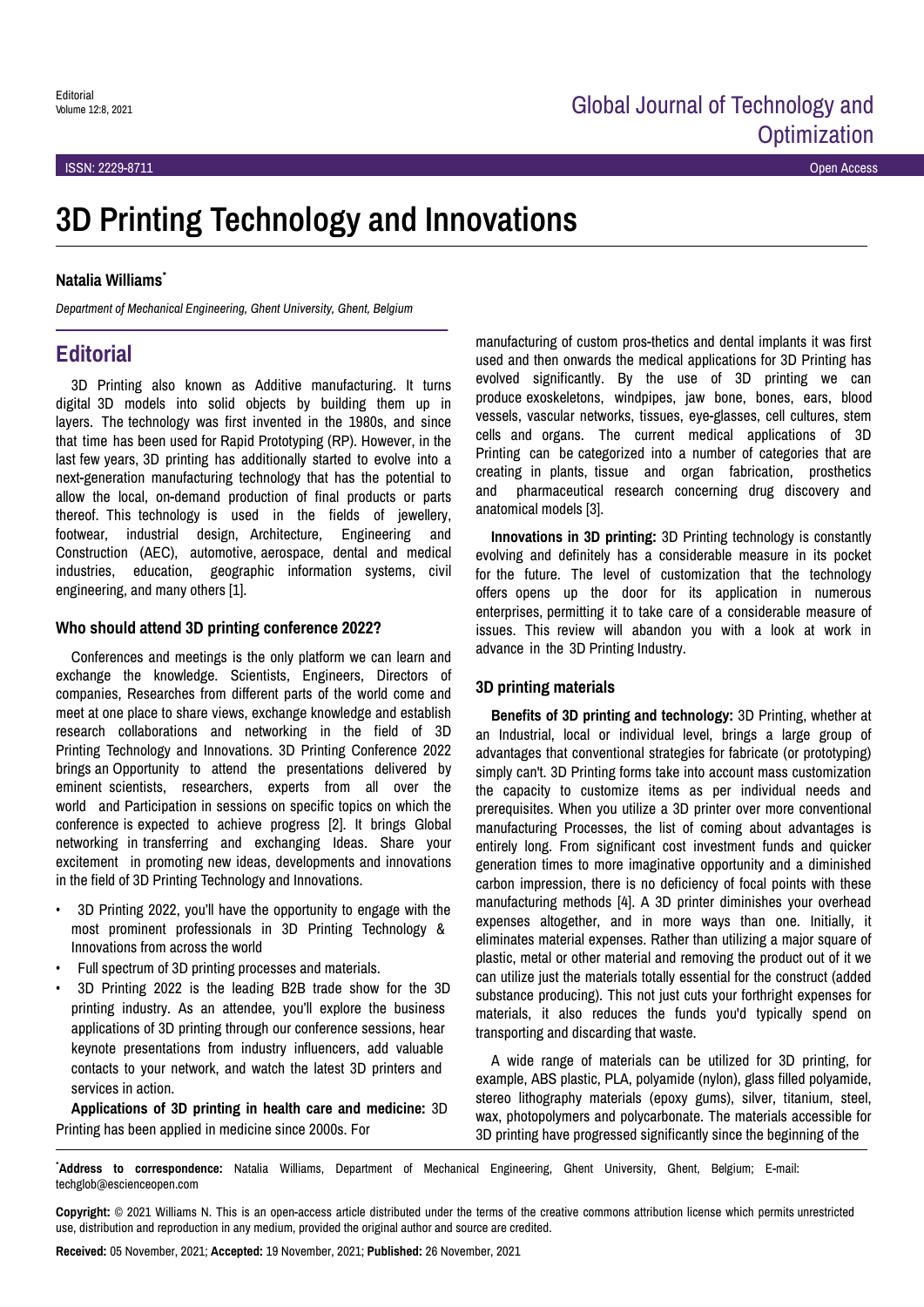Editorial

# 3D Printing Technology and Innovations

**Natalia Williams***

*Department of Mechanical Engineering, Ghent University, Ghent, Belgium*

## Editorial

3D Printing also known as Additive manufacturing. It turns digital 3D models into solid objects by building them up in layers. The technology was first invented in the 1980s, and since that time has been used for Rapid Prototyping (RP). However, in the last few years, 3D printing has additionally started to evolve into a next-generation manufacturing technology that has the potential to allow the local, on-demand production of final products or parts thereof. This technology is used in the fields of jewellery, footwear, industrial design, Architecture, Engineering and Construction (AEC), automotive, aerospace, dental and medical industries, education, geographic information systems, civil engineering, and many others [1].

### Who should attend 3D printing conference 2022?

Conferences and meetings is the only platform we can learn and exchange the knowledge. Scientists, Engineers, Directors of companies, Researches from different parts of the world come and meet at one place to share views, exchange knowledge and establish research collaborations and networking in the field of 3D Printing Technology and Innovations. 3D Printing Conference 2022 brings an Opportunity to attend the presentations delivered by eminent scientists, researchers, experts from all over the world and Participation in sessions on specific topics on which the conference is expected to achieve progress [2]. It brings Global networking in transferring and exchanging Ideas. Share your excitement in promoting new ideas, developments and innovations in the field of 3D Printing Technology and Innovations.

- 3D Printing 2022, you'll have the opportunity to engage with the most prominent professionals in 3D Printing Technology & Innovations from across the world
- Full spectrum of 3D printing processes and materials.
- 3D Printing 2022 is the leading B2B trade show for the 3D printing industry. As an attendee, you'll explore the business applications of 3D printing through our conference sessions, hear keynote presentations from industry influencers, add valuable contacts to your network, and watch the latest 3D printers and services in action.

**Applications of 3D printing in health care and medicine:** 3D Printing has been applied in medicine since 2000s. For manufacturing of custom pros-thetics and dental implants it was first used and then onwards the medical applications for 3D Printing has evolved significantly. By the use of 3D printing we can produce exoskeletons, windpipes, jaw bone, bones, ears, blood vessels, vascular networks, tissues, eye-glasses, cell cultures, stem cells and organs. The current medical applications of 3D Printing can be categorized into a number of categories that are creating in plants, tissue and organ fabrication, prosthetics and pharmaceutical research concerning drug discovery and anatomical models [3].

**Innovations in 3D printing:** 3D Printing technology is constantly evolving and definitely has a considerable measure in its pocket for the future. The level of customization that the technology offers opens up the door for its application in numerous enterprises, permitting it to take care of a considerable measure of issues. This review will abandon you with a look at work in advance in the 3D Printing Industry.

### 3D printing materials

**Benefits of 3D printing and technology:** 3D Printing, whether at an Industrial, local or individual level, brings a large group of advantages that conventional strategies for fabricate (or prototyping) simply can't. 3D Printing forms take into account mass customization the capacity to customize items as per individual needs and prerequisites. When you utilize a 3D printer over more conventional manufacturing Processes, the list of coming about advantages is entirely long. From significant cost investment funds and quicker generation times to more imaginative opportunity and a diminished carbon impression, there is no deficiency of focal points with these manufacturing methods [4]. A 3D printer diminishes your overhead expenses altogether, and in more ways than one. Initially, it eliminates material expenses. Rather than utilizing a major square of plastic, metal or other material and removing the product out of it we can utilize just the materials totally essential for the construct (added substance producing). This not just cuts your forthright expenses for materials, it also reduces the funds you'd typically spend on transporting and discarding that waste.

A wide range of materials can be utilized for 3D printing, for example, ABS plastic, PLA, polyamide (nylon), glass filled polyamide, stereo lithography materials (epoxy gums), silver, titanium, steel, wax, photopolymers and polycarbonate. The materials accessible for 3D printing have progressed significantly since the beginning of the

***Address to correspondence:** Natalia Williams, Department of Mechanical Engineering, Ghent University, Ghent, Belgium; E-mail: techglob@escienceopen.com

**Copyright:** © 2021 Williams N. This is an open-access article distributed under the terms of the creative commons attribution license which permits unrestricted use, distribution and reproduction in any medium, provided the original author and source are credited.

**Received:** 05 November, 2021; **Accepted:** 19 November, 2021; **Published:** 26 November, 2021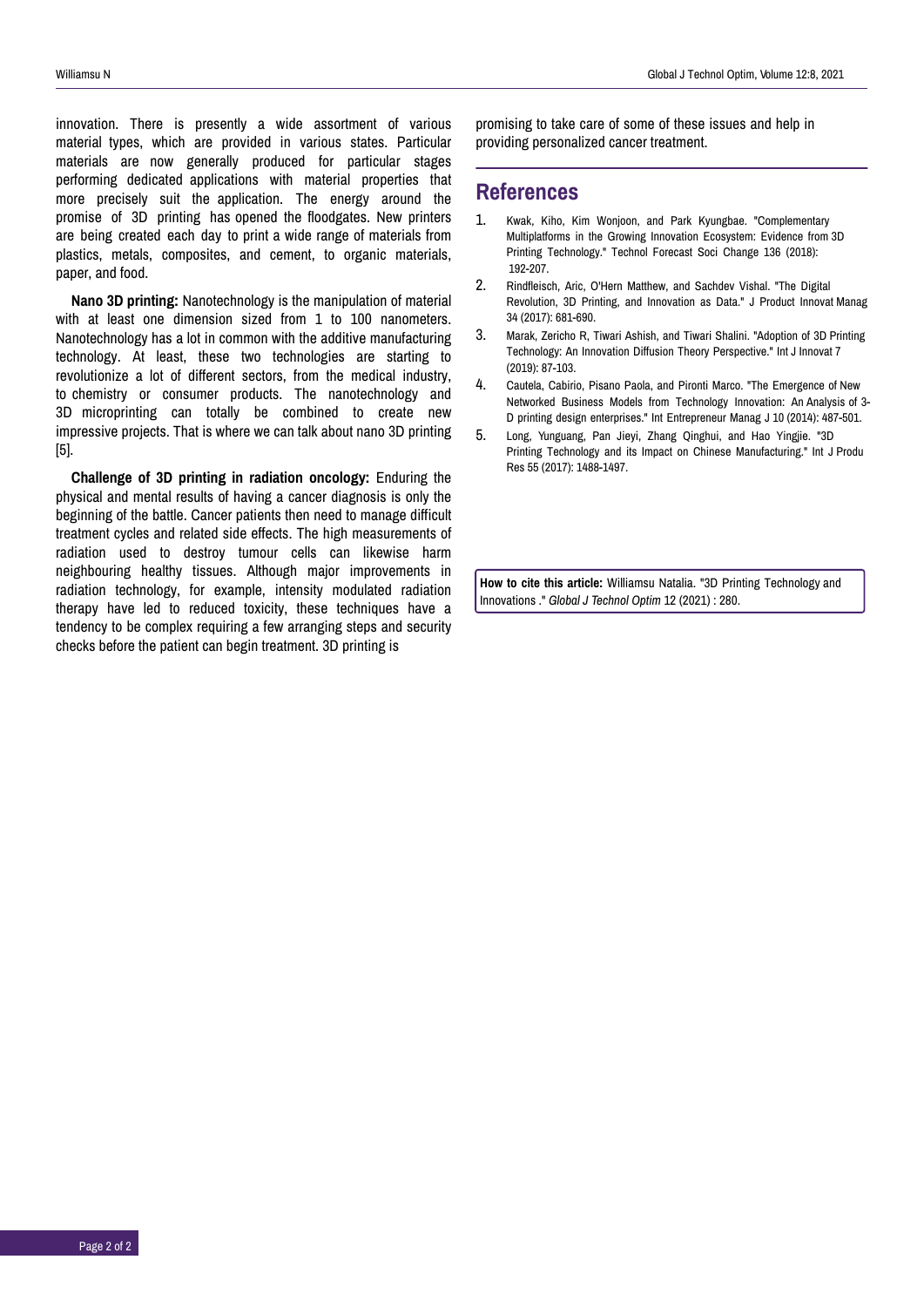innovation. There is presently a wide assortment of various material types, which are provided in various states. Particular materials are now generally produced for particular stages performing dedicated applications with material properties that more precisely suit the application. The energy around the promise of 3D printing has opened the floodgates. New printers are being created each day to print a wide range of materials from plastics, metals, composites, and cement, to organic materials, paper, and food.

**Nano 3D printing:** Nanotechnology is the manipulation of material with at least one dimension sized from 1 to 100 nanometers. Nanotechnology has a lot in common with the additive manufacturing technology. At least, these two technologies are starting to revolutionize a lot of different sectors, from the medical industry, to chemistry or consumer products. The nanotechnology and 3D microprinting can totally be combined to create new impressive projects. That is where we can talk about nano 3D printing [5].

**Challenge of 3D printing in radiation oncology:** Enduring the physical and mental results of having a cancer diagnosis is only the beginning of the battle. Cancer patients then need to manage difficult treatment cycles and related side effects. The high measurements of radiation used to destroy tumour cells can likewise harm neighbouring healthy tissues. Although major improvements in radiation technology, for example, intensity modulated radiation therapy have led to reduced toxicity, these techniques have a tendency to be complex requiring a few arranging steps and security checks before the patient can begin treatment. 3D printing is promising to take care of some of these issues and help in providing personalized cancer treatment.

## References

1. Kwak, Kiho, Kim Wonjoon, and Park Kyungbae. "Complementary Multiplatforms in the Growing Innovation Ecosystem: Evidence from 3D Printing Technology." Technol Forecast Soci Change 136 (2018): 192-207.
2. Rindfleisch, Aric, O'Hern Matthew, and Sachdev Vishal. "The Digital Revolution, 3D Printing, and Innovation as Data." J Product Innovat Manag 34 (2017): 681-690.
3. Marak, Zericho R, Tiwari Ashish, and Tiwari Shalini. "Adoption of 3D Printing Technology: An Innovation Diffusion Theory Perspective." Int J Innovat 7 (2019): 87-103.
4. Cautela, Cabirio, Pisano Paola, and Pironti Marco. "The Emergence of New Networked Business Models from Technology Innovation: An Analysis of 3-D printing design enterprises." Int Entrepreneur Manag J 10 (2014): 487-501.
5. Long, Yunguang, Pan Jieyi, Zhang Qinghui, and Hao Yingjie. "3D Printing Technology and its Impact on Chinese Manufacturing." Int J Produ Res 55 (2017): 1488-1497.

**How to cite this article:** Williamsu Natalia. "3D Printing Technology and Innovations ." *Global J Technol Optim* 12 (2021) : 280.